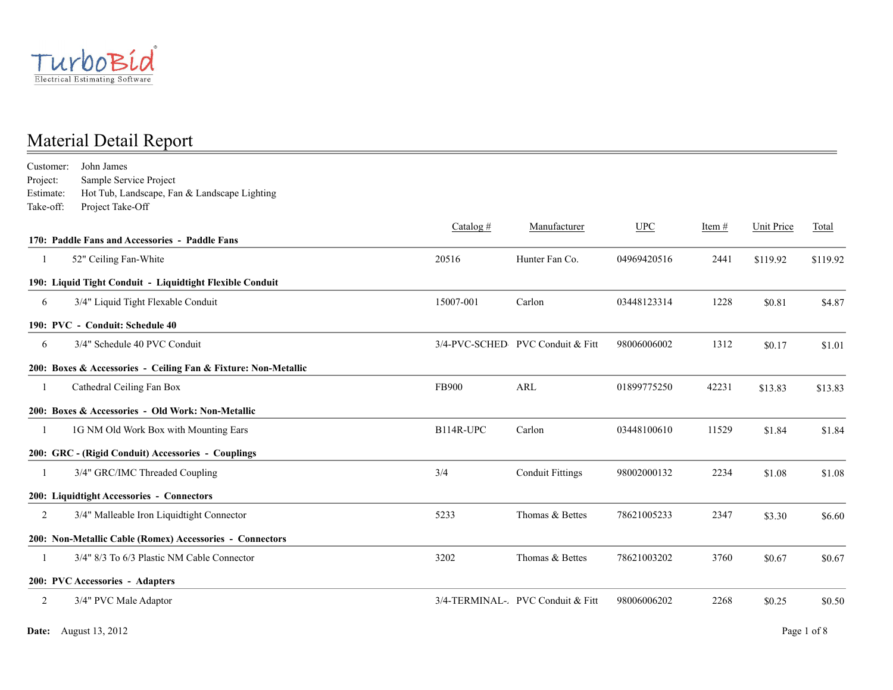TurboBid
Electrical Estimating Software

# Material Detail Report

Customer: John James
Project: Sample Service Project
Estimate: Hot Tub, Landscape, Fan & Landscape Lighting
Take-off: Project Take-Off

| Qty | Description | Catalog # | Manufacturer | UPC | Item # | Unit Price | Total |
|---|---|---|---|---|---|---|---|
| **170: Paddle Fans and Accessories - Paddle Fans** | | | | | | | |
| 1 | 52" Ceiling Fan-White | 20516 | Hunter Fan Co. | 04969420516 | 2441 | $119.92 | $119.92 |
| **190: Liquid Tight Conduit - Liquidtight Flexible Conduit** | | | | | | | |
| 6 | 3/4" Liquid Tight Flexable Conduit | 15007-001 | Carlon | 03448123314 | 1228 | $0.81 | $4.87 |
| **190: PVC - Conduit: Schedule 40** | | | | | | | |
| 6 | 3/4" Schedule 40 PVC Conduit | 3/4-PVC-SCHED- | PVC Conduit & Fitt | 98006006002 | 1312 | $0.17 | $1.01 |
| **200: Boxes & Accessories - Ceiling Fan & Fixture: Non-Metallic** | | | | | | | |
| 1 | Cathedral Ceiling Fan Box | FB900 | ARL | 01899775250 | 42231 | $13.83 | $13.83 |
| **200: Boxes & Accessories - Old Work: Non-Metallic** | | | | | | | |
| 1 | 1G NM Old Work Box with Mounting Ears | B114R-UPC | Carlon | 03448100610 | 11529 | $1.84 | $1.84 |
| **200: GRC - (Rigid Conduit) Accessories - Couplings** | | | | | | | |
| 1 | 3/4" GRC/IMC Threaded Coupling | 3/4 | Conduit Fittings | 98002000132 | 2234 | $1.08 | $1.08 |
| **200: Liquidtight Accessories - Connectors** | | | | | | | |
| 2 | 3/4" Malleable Iron Liquidtight Connector | 5233 | Thomas & Bettes | 78621005233 | 2347 | $3.30 | $6.60 |
| **200: Non-Metallic Cable (Romex) Accessories - Connectors** | | | | | | | |
| 1 | 3/4" 8/3 To 6/3 Plastic NM Cable Connector | 3202 | Thomas & Bettes | 78621003202 | 3760 | $0.67 | $0.67 |
| **200: PVC Accessories - Adapters** | | | | | | | |
| 2 | 3/4" PVC Male Adaptor | 3/4-TERMINAL-. | PVC Conduit & Fitt | 98006006202 | 2268 | $0.25 | $0.50 |

**Date:** August 13, 2012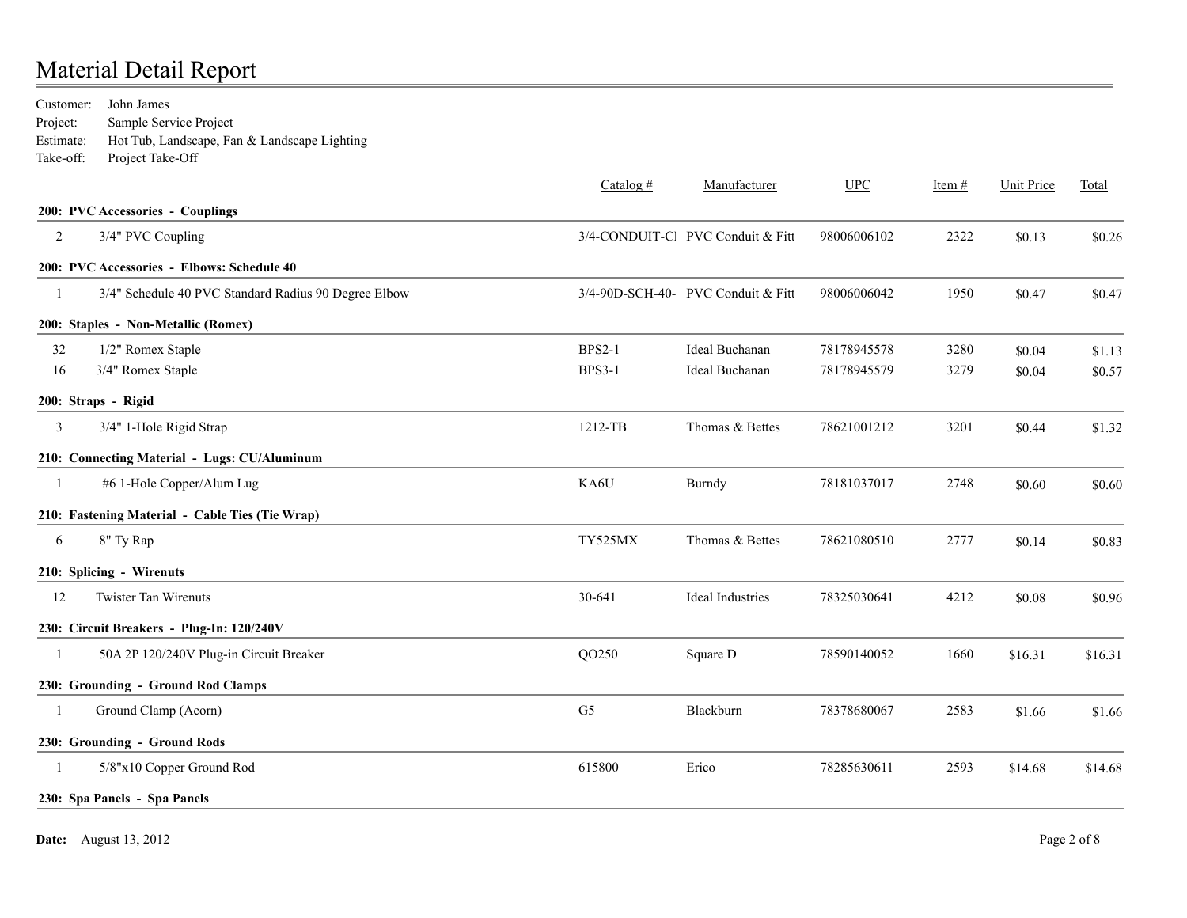# Material Detail Report

Customer: John James
Project: Sample Service Project
Estimate: Hot Tub, Landscape, Fan & Landscape Lighting
Take-off: Project Take-Off

| Qty | Description | Catalog # | Manufacturer | UPC | Item # | Unit Price | Total |
|---|---|---|---|---|---|---|---|
| **200: PVC Accessories - Couplings** | | | | | | | |
| 2 | 3/4" PVC Coupling | 3/4-CONDUIT-Cl | PVC Conduit & Fitt | 98006006102 | 2322 | $0.13 | $0.26 |
| **200: PVC Accessories - Elbows: Schedule 40** | | | | | | | |
| 1 | 3/4" Schedule 40 PVC Standard Radius 90 Degree Elbow | 3/4-90D-SCH-40- | PVC Conduit & Fitt | 98006006042 | 1950 | $0.47 | $0.47 |
| **200: Staples - Non-Metallic (Romex)** | | | | | | | |
| 32 | 1/2" Romex Staple | BPS2-1 | Ideal Buchanan | 78178945578 | 3280 | $0.04 | $1.13 |
| 16 | 3/4" Romex Staple | BPS3-1 | Ideal Buchanan | 78178945579 | 3279 | $0.04 | $0.57 |
| **200: Straps - Rigid** | | | | | | | |
| 3 | 3/4" 1-Hole Rigid Strap | 1212-TB | Thomas & Bettes | 78621001212 | 3201 | $0.44 | $1.32 |
| **210: Connecting Material - Lugs: CU/Aluminum** | | | | | | | |
| 1 | #6 1-Hole Copper/Alum Lug | KA6U | Burndy | 78181037017 | 2748 | $0.60 | $0.60 |
| **210: Fastening Material - Cable Ties (Tie Wrap)** | | | | | | | |
| 6 | 8" Ty Rap | TY525MX | Thomas & Bettes | 78621080510 | 2777 | $0.14 | $0.83 |
| **210: Splicing - Wirenuts** | | | | | | | |
| 12 | Twister Tan Wirenuts | 30-641 | Ideal Industries | 78325030641 | 4212 | $0.08 | $0.96 |
| **230: Circuit Breakers - Plug-In: 120/240V** | | | | | | | |
| 1 | 50A 2P 120/240V Plug-in Circuit Breaker | QO250 | Square D | 78590140052 | 1660 | $16.31 | $16.31 |
| **230: Grounding - Ground Rod Clamps** | | | | | | | |
| 1 | Ground Clamp (Acorn) | G5 | Blackburn | 78378680067 | 2583 | $1.66 | $1.66 |
| **230: Grounding - Ground Rods** | | | | | | | |
| 1 | 5/8"x10 Copper Ground Rod | 615800 | Erico | 78285630611 | 2593 | $14.68 | $14.68 |
| **230: Spa Panels - Spa Panels** | | | | | | | |

**Date:** August 13, 2012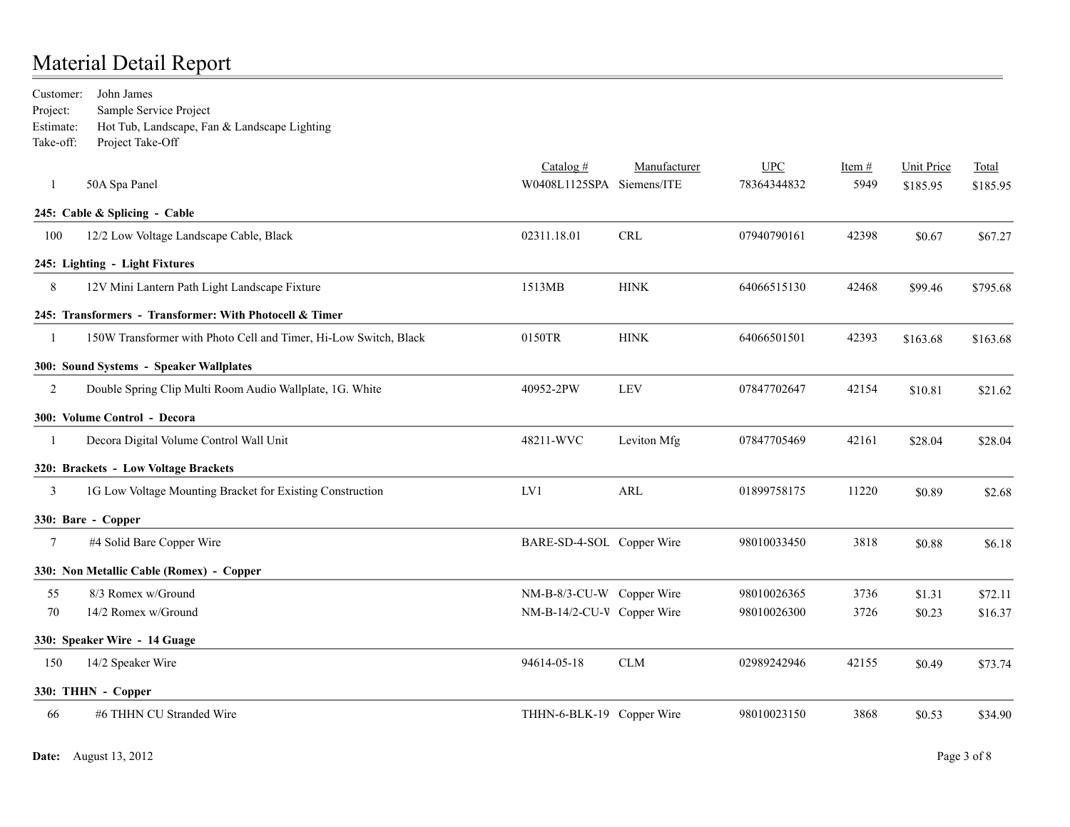# Material Detail Report

Customer: John James
Project: Sample Service Project
Estimate: Hot Tub, Landscape, Fan & Landscape Lighting
Take-off: Project Take-Off

| Qty | Description | Catalog # | Manufacturer | UPC | Item # | Unit Price | Total |
|---|---|---|---|---|---|---|---|
| 1 | 50A Spa Panel | W0408L1125SPA | Siemens/ITE | 78364344832 | 5949 | $185.95 | $185.95 |
| **245: Cable & Splicing - Cable** | | | | | | | |
| 100 | 12/2 Low Voltage Landscape Cable, Black | 02311.18.01 | CRL | 07940790161 | 42398 | $0.67 | $67.27 |
| **245: Lighting - Light Fixtures** | | | | | | | |
| 8 | 12V Mini Lantern Path Light Landscape Fixture | 1513MB | HINK | 64066515130 | 42468 | $99.46 | $795.68 |
| **245: Transformers - Transformer: With Photocell & Timer** | | | | | | | |
| 1 | 150W Transformer with Photo Cell and Timer, Hi-Low Switch, Black | 0150TR | HINK | 64066501501 | 42393 | $163.68 | $163.68 |
| **300: Sound Systems - Speaker Wallplates** | | | | | | | |
| 2 | Double Spring Clip Multi Room Audio Wallplate, 1G. White | 40952-2PW | LEV | 07847702647 | 42154 | $10.81 | $21.62 |
| **300: Volume Control - Decora** | | | | | | | |
| 1 | Decora Digital Volume Control Wall Unit | 48211-WVC | Leviton Mfg | 07847705469 | 42161 | $28.04 | $28.04 |
| **320: Brackets - Low Voltage Brackets** | | | | | | | |
| 3 | 1G Low Voltage Mounting Bracket for Existing Construction | LV1 | ARL | 01899758175 | 11220 | $0.89 | $2.68 |
| **330: Bare - Copper** | | | | | | | |
| 7 | #4 Solid Bare Copper Wire | BARE-SD-4-SOL | Copper Wire | 98010033450 | 3818 | $0.88 | $6.18 |
| **330: Non Metallic Cable (Romex) - Copper** | | | | | | | |
| 55 | 8/3 Romex w/Ground | NM-B-8/3-CU-W | Copper Wire | 98010026365 | 3736 | $1.31 | $72.11 |
| 70 | 14/2 Romex w/Ground | NM-B-14/2-CU-V | Copper Wire | 98010026300 | 3726 | $0.23 | $16.37 |
| **330: Speaker Wire - 14 Guage** | | | | | | | |
| 150 | 14/2 Speaker Wire | 94614-05-18 | CLM | 02989242946 | 42155 | $0.49 | $73.74 |
| **330: THHN - Copper** | | | | | | | |
| 66 | #6 THHN CU Stranded Wire | THHN-6-BLK-19 | Copper Wire | 98010023150 | 3868 | $0.53 | $34.90 |

**Date:** August 13, 2012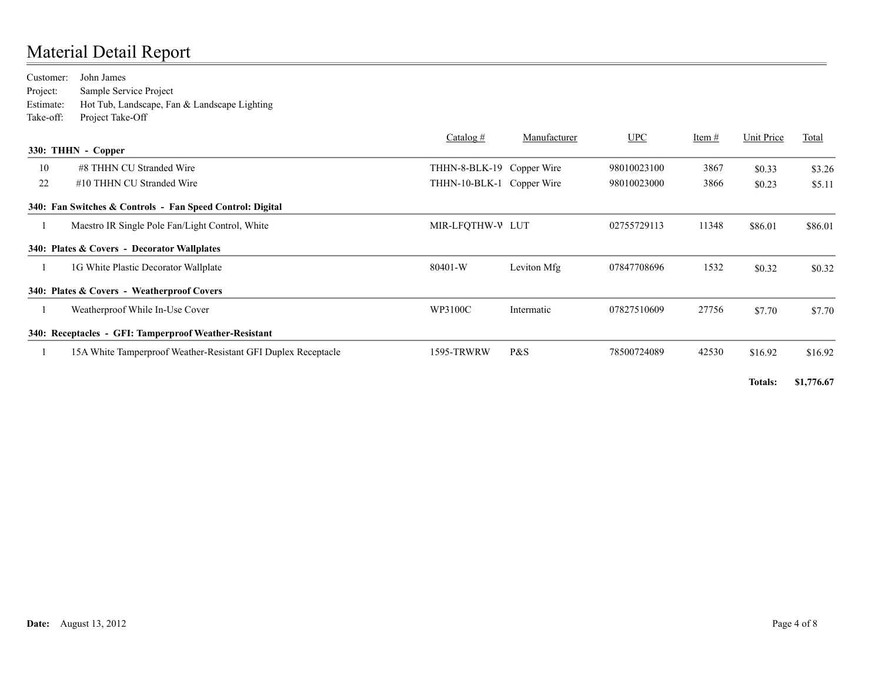# Material Detail Report

Customer: John James
Project: Sample Service Project
Estimate: Hot Tub, Landscape, Fan & Landscape Lighting
Take-off: Project Take-Off

| Qty | Description | Catalog # | Manufacturer | UPC | Item # | Unit Price | Total |
|---|---|---|---|---|---|---|---|
| **330: THHN - Copper** | | | | | | | |
| 10 | #8 THHN CU Stranded Wire | THHN-8-BLK-19 | Copper Wire | 98010023100 | 3867 | $0.33 | $3.26 |
| 22 | #10 THHN CU Stranded Wire | THHN-10-BLK-1 | Copper Wire | 98010023000 | 3866 | $0.23 | $5.11 |
| **340: Fan Switches & Controls - Fan Speed Control: Digital** | | | | | | | |
| 1 | Maestro IR Single Pole Fan/Light Control, White | MIR-LFQTHW-V | LUT | 02755729113 | 11348 | $86.01 | $86.01 |
| **340: Plates & Covers - Decorator Wallplates** | | | | | | | |
| 1 | 1G White Plastic Decorator Wallplate | 80401-W | Leviton Mfg | 07847708696 | 1532 | $0.32 | $0.32 |
| **340: Plates & Covers - Weatherproof Covers** | | | | | | | |
| 1 | Weatherproof While In-Use Cover | WP3100C | Intermatic | 07827510609 | 27756 | $7.70 | $7.70 |
| **340: Receptacles - GFI: Tamperproof Weather-Resistant** | | | | | | | |
| 1 | 15A White Tamperproof Weather-Resistant GFI Duplex Receptacle | 1595-TRWRW | P&S | 78500724089 | 42530 | $16.92 | $16.92 |
| | | | | | | **Totals:** | **$1,776.67** |

**Date:** August 13, 2012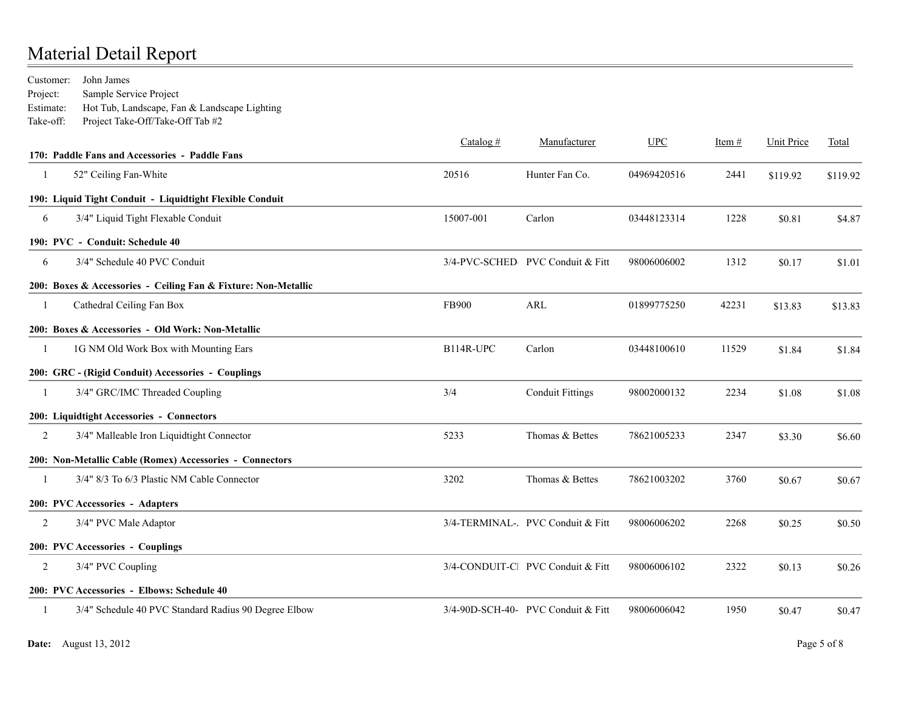# Material Detail Report

Customer: John James
Project: Sample Service Project
Estimate: Hot Tub, Landscape, Fan & Landscape Lighting
Take-off: Project Take-Off/Take-Off Tab #2

| Qty | Description | Catalog # | Manufacturer | UPC | Item # | Unit Price | Total |
|---|---|---|---|---|---|---|---|
| **170: Paddle Fans and Accessories - Paddle Fans** | | | | | | | |
| 1 | 52" Ceiling Fan-White | 20516 | Hunter Fan Co. | 04969420516 | 2441 | $119.92 | $119.92 |
| **190: Liquid Tight Conduit - Liquidtight Flexible Conduit** | | | | | | | |
| 6 | 3/4" Liquid Tight Flexable Conduit | 15007-001 | Carlon | 03448123314 | 1228 | $0.81 | $4.87 |
| **190: PVC - Conduit: Schedule 40** | | | | | | | |
| 6 | 3/4" Schedule 40 PVC Conduit | 3/4-PVC-SCHED | PVC Conduit & Fitt | 98006006002 | 1312 | $0.17 | $1.01 |
| **200: Boxes & Accessories - Ceiling Fan & Fixture: Non-Metallic** | | | | | | | |
| 1 | Cathedral Ceiling Fan Box | FB900 | ARL | 01899775250 | 42231 | $13.83 | $13.83 |
| **200: Boxes & Accessories - Old Work: Non-Metallic** | | | | | | | |
| 1 | 1G NM Old Work Box with Mounting Ears | B114R-UPC | Carlon | 03448100610 | 11529 | $1.84 | $1.84 |
| **200: GRC - (Rigid Conduit) Accessories - Couplings** | | | | | | | |
| 1 | 3/4" GRC/IMC Threaded Coupling | 3/4 | Conduit Fittings | 98002000132 | 2234 | $1.08 | $1.08 |
| **200: Liquidtight Accessories - Connectors** | | | | | | | |
| 2 | 3/4" Malleable Iron Liquidtight Connector | 5233 | Thomas & Bettes | 78621005233 | 2347 | $3.30 | $6.60 |
| **200: Non-Metallic Cable (Romex) Accessories - Connectors** | | | | | | | |
| 1 | 3/4" 8/3 To 6/3 Plastic NM Cable Connector | 3202 | Thomas & Bettes | 78621003202 | 3760 | $0.67 | $0.67 |
| **200: PVC Accessories - Adapters** | | | | | | | |
| 2 | 3/4" PVC Male Adaptor | 3/4-TERMINAL-. | PVC Conduit & Fitt | 98006006202 | 2268 | $0.25 | $0.50 |
| **200: PVC Accessories - Couplings** | | | | | | | |
| 2 | 3/4" PVC Coupling | 3/4-CONDUIT-Cl | PVC Conduit & Fitt | 98006006102 | 2322 | $0.13 | $0.26 |
| **200: PVC Accessories - Elbows: Schedule 40** | | | | | | | |
| 1 | 3/4" Schedule 40 PVC Standard Radius 90 Degree Elbow | 3/4-90D-SCH-40- | PVC Conduit & Fitt | 98006006042 | 1950 | $0.47 | $0.47 |

**Date:** August 13, 2012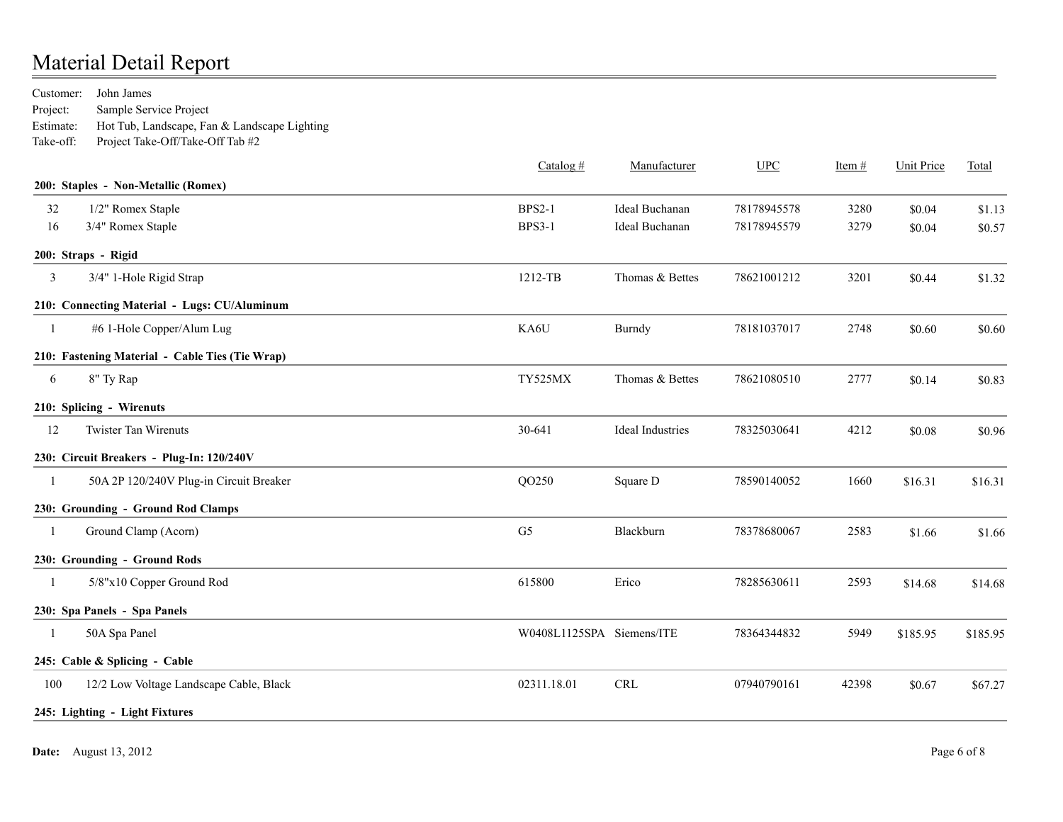# Material Detail Report

Customer: John James
Project: Sample Service Project
Estimate: Hot Tub, Landscape, Fan & Landscape Lighting
Take-off: Project Take-Off/Take-Off Tab #2

| Qty | Description | Catalog # | Manufacturer | UPC | Item # | Unit Price | Total |
|---|---|---|---|---|---|---|---|
| **200: Staples - Non-Metallic (Romex)** | | | | | | | |
| 32 | 1/2" Romex Staple | BPS2-1 | Ideal Buchanan | 78178945578 | 3280 | $0.04 | $1.13 |
| 16 | 3/4" Romex Staple | BPS3-1 | Ideal Buchanan | 78178945579 | 3279 | $0.04 | $0.57 |
| **200: Straps - Rigid** | | | | | | | |
| 3 | 3/4" 1-Hole Rigid Strap | 1212-TB | Thomas & Bettes | 78621001212 | 3201 | $0.44 | $1.32 |
| **210: Connecting Material - Lugs: CU/Aluminum** | | | | | | | |
| 1 | #6 1-Hole Copper/Alum Lug | KA6U | Burndy | 78181037017 | 2748 | $0.60 | $0.60 |
| **210: Fastening Material - Cable Ties (Tie Wrap)** | | | | | | | |
| 6 | 8" Ty Rap | TY525MX | Thomas & Bettes | 78621080510 | 2777 | $0.14 | $0.83 |
| **210: Splicing - Wirenuts** | | | | | | | |
| 12 | Twister Tan Wirenuts | 30-641 | Ideal Industries | 78325030641 | 4212 | $0.08 | $0.96 |
| **230: Circuit Breakers - Plug-In: 120/240V** | | | | | | | |
| 1 | 50A 2P 120/240V Plug-in Circuit Breaker | QO250 | Square D | 78590140052 | 1660 | $16.31 | $16.31 |
| **230: Grounding - Ground Rod Clamps** | | | | | | | |
| 1 | Ground Clamp (Acorn) | G5 | Blackburn | 78378680067 | 2583 | $1.66 | $1.66 |
| **230: Grounding - Ground Rods** | | | | | | | |
| 1 | 5/8"x10 Copper Ground Rod | 615800 | Erico | 78285630611 | 2593 | $14.68 | $14.68 |
| **230: Spa Panels - Spa Panels** | | | | | | | |
| 1 | 50A Spa Panel | W0408L1125SPA | Siemens/ITE | 78364344832 | 5949 | $185.95 | $185.95 |
| **245: Cable & Splicing - Cable** | | | | | | | |
| 100 | 12/2 Low Voltage Landscape Cable, Black | 02311.18.01 | CRL | 07940790161 | 42398 | $0.67 | $67.27 |
| **245: Lighting - Light Fixtures** | | | | | | | |

**Date:** August 13, 2012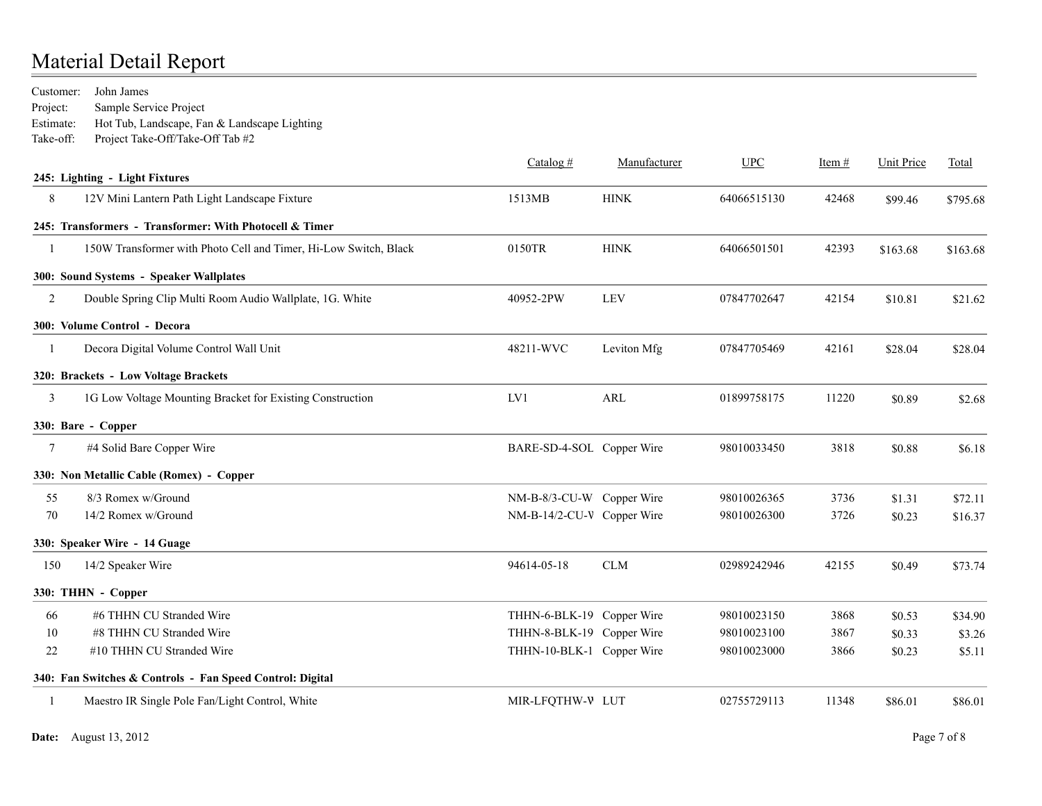# Material Detail Report

Customer: John James
Project: Sample Service Project
Estimate: Hot Tub, Landscape, Fan & Landscape Lighting
Take-off: Project Take-Off/Take-Off Tab #2

| Qty | Description | Catalog # | Manufacturer | UPC | Item # | Unit Price | Total |
|---|---|---|---|---|---|---|---|
| **245: Lighting - Light Fixtures** | | | | | | | |
| 8 | 12V Mini Lantern Path Light Landscape Fixture | 1513MB | HINK | 64066515130 | 42468 | $99.46 | $795.68 |
| **245: Transformers - Transformer: With Photocell & Timer** | | | | | | | |
| 1 | 150W Transformer with Photo Cell and Timer, Hi-Low Switch, Black | 0150TR | HINK | 64066501501 | 42393 | $163.68 | $163.68 |
| **300: Sound Systems - Speaker Wallplates** | | | | | | | |
| 2 | Double Spring Clip Multi Room Audio Wallplate, 1G. White | 40952-2PW | LEV | 07847702647 | 42154 | $10.81 | $21.62 |
| **300: Volume Control - Decora** | | | | | | | |
| 1 | Decora Digital Volume Control Wall Unit | 48211-WVC | Leviton Mfg | 07847705469 | 42161 | $28.04 | $28.04 |
| **320: Brackets - Low Voltage Brackets** | | | | | | | |
| 3 | 1G Low Voltage Mounting Bracket for Existing Construction | LV1 | ARL | 01899758175 | 11220 | $0.89 | $2.68 |
| **330: Bare - Copper** | | | | | | | |
| 7 | #4 Solid Bare Copper Wire | BARE-SD-4-SOL | Copper Wire | 98010033450 | 3818 | $0.88 | $6.18 |
| **330: Non Metallic Cable (Romex) - Copper** | | | | | | | |
| 55 | 8/3 Romex w/Ground | NM-B-8/3-CU-W | Copper Wire | 98010026365 | 3736 | $1.31 | $72.11 |
| 70 | 14/2 Romex w/Ground | NM-B-14/2-CU-V | Copper Wire | 98010026300 | 3726 | $0.23 | $16.37 |
| **330: Speaker Wire - 14 Guage** | | | | | | | |
| 150 | 14/2 Speaker Wire | 94614-05-18 | CLM | 02989242946 | 42155 | $0.49 | $73.74 |
| **330: THHN - Copper** | | | | | | | |
| 66 | #6 THHN CU Stranded Wire | THHN-6-BLK-19 | Copper Wire | 98010023150 | 3868 | $0.53 | $34.90 |
| 10 | #8 THHN CU Stranded Wire | THHN-8-BLK-19 | Copper Wire | 98010023100 | 3867 | $0.33 | $3.26 |
| 22 | #10 THHN CU Stranded Wire | THHN-10-BLK-1 | Copper Wire | 98010023000 | 3866 | $0.23 | $5.11 |
| **340: Fan Switches & Controls - Fan Speed Control: Digital** | | | | | | | |
| 1 | Maestro IR Single Pole Fan/Light Control, White | MIR-LFQTHW-V | LUT | 02755729113 | 11348 | $86.01 | $86.01 |

**Date:** August 13, 2012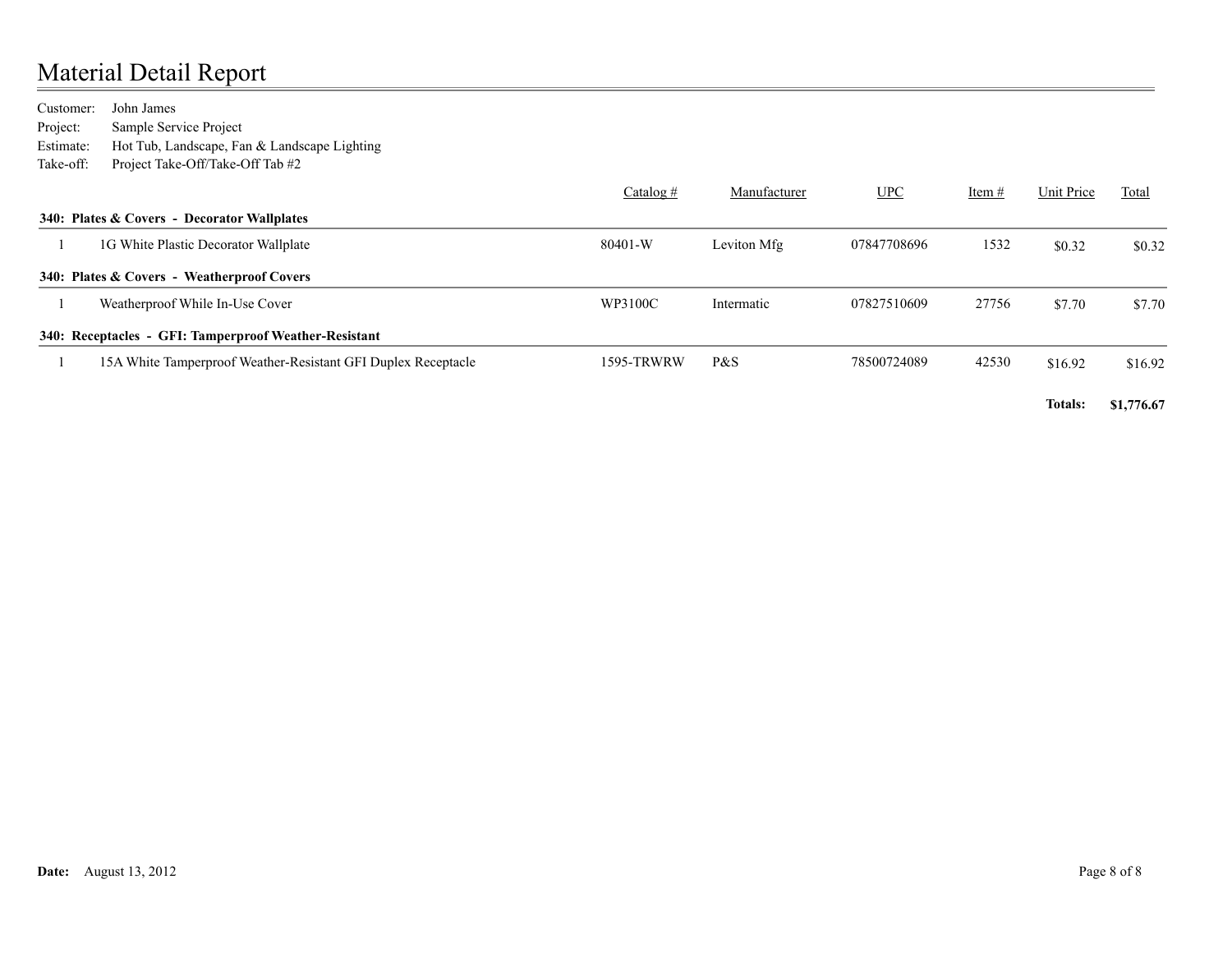# Material Detail Report

Customer: John James
Project: Sample Service Project
Estimate: Hot Tub, Landscape, Fan & Landscape Lighting
Take-off: Project Take-Off/Take-Off Tab #2

| | | Catalog # | Manufacturer | UPC | Item # | Unit Price | Total |
|---|---|---|---|---|---|---|---|
| **340: Plates & Covers - Decorator Wallplates** | | | | | | | |
| 1 | 1G White Plastic Decorator Wallplate | 80401-W | Leviton Mfg | 07847708696 | 1532 | $0.32 | $0.32 |
| **340: Plates & Covers - Weatherproof Covers** | | | | | | | |
| 1 | Weatherproof While In-Use Cover | WP3100C | Intermatic | 07827510609 | 27756 | $7.70 | $7.70 |
| **340: Receptacles - GFI: Tamperproof Weather-Resistant** | | | | | | | |
| 1 | 15A White Tamperproof Weather-Resistant GFI Duplex Receptacle | 1595-TRWRW | P&S | 78500724089 | 42530 | $16.92 | $16.92 |
| | | | | | | **Totals:** | **$1,776.67** |

**Date:** August 13, 2012